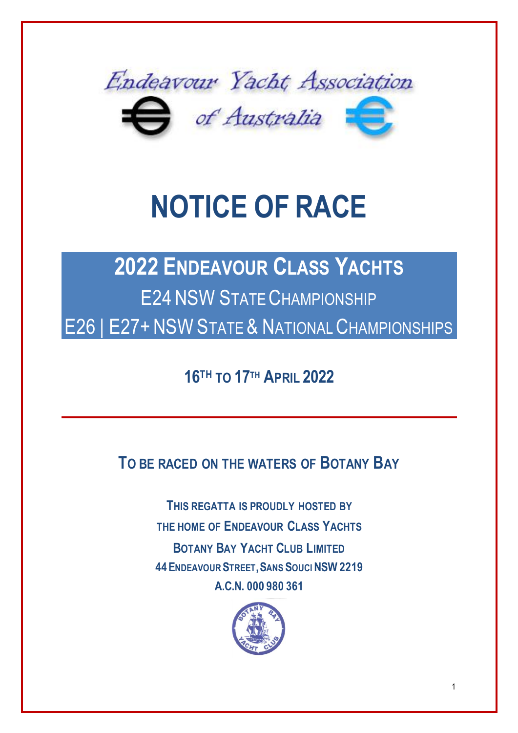Endeavour Yacht Association of Australia

# NOTICE OF RACE

## 2022 ENDEAVOUR CLASS YACHTS

E24 NSW STATE CHAMPIONSHIP

E26 | E27+ NSW STATE & NATIONAL CHAMPIONSHIPS

**16TH TO 17TH APRIL 2022**

---

**TO BE RACED ON THE WATERS OF BOTANY BAY**

**THIS REGATTA IS PROUDLY HOSTED BY**
**THE HOME OF ENDEAVOUR CLASS YACHTS**
**BOTANY BAY YACHT CLUB LIMITED**
**44 ENDEAVOUR STREET, SANS SOUCI NSW 2219**
**A.C.N. 000 980 361**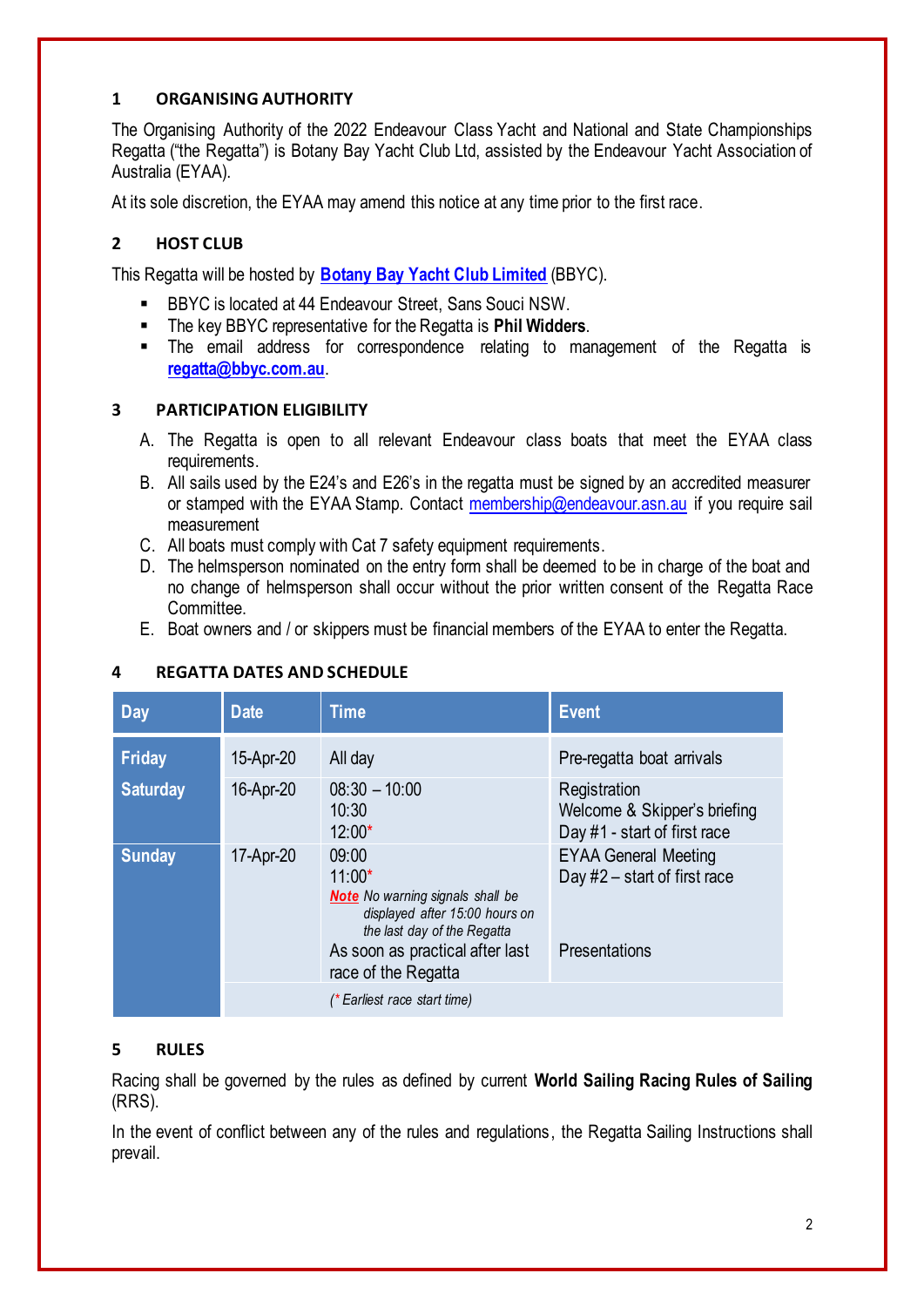## 1 ORGANISING AUTHORITY

The Organising Authority of the 2022 Endeavour Class Yacht and National and State Championships Regatta ("the Regatta") is Botany Bay Yacht Club Ltd, assisted by the Endeavour Yacht Association of Australia (EYAA).

At its sole discretion, the EYAA may amend this notice at any time prior to the first race.

## 2 HOST CLUB

This Regatta will be hosted by **Botany Bay Yacht Club Limited** (BBYC).

- BBYC is located at 44 Endeavour Street, Sans Souci NSW.
- The key BBYC representative for the Regatta is **Phil Widders**.
- The email address for correspondence relating to management of the Regatta is **regatta@bbyc.com.au**.

## 3 PARTICIPATION ELIGIBILITY

A. The Regatta is open to all relevant Endeavour class boats that meet the EYAA class requirements.
B. All sails used by the E24's and E26's in the regatta must be signed by an accredited measurer or stamped with the EYAA Stamp. Contact membership@endeavour.asn.au if you require sail measurement
C. All boats must comply with Cat 7 safety equipment requirements.
D. The helmsperson nominated on the entry form shall be deemed to be in charge of the boat and no change of helmsperson shall occur without the prior written consent of the Regatta Race Committee.
E. Boat owners and / or skippers must be financial members of the EYAA to enter the Regatta.

## 4 REGATTA DATES AND SCHEDULE

| Day | Date | Time | Event |
|---|---|---|---|
| **Friday** | 15-Apr-20 | All day | Pre-regatta boat arrivals |
| **Saturday** | 16-Apr-20 | 08:30 – 10:00<br>10:30<br>12:00* | Registration<br>Welcome & Skipper's briefing<br>Day #1 - start of first race |
| **Sunday** | 17-Apr-20 | 09:00<br>11:00*<br>**Note** *No warning signals shall be displayed after 15:00 hours on the last day of the Regatta*<br>As soon as practical after last race of the Regatta | EYAA General Meeting<br>Day #2 – start of first race<br><br>Presentations |
| | | *(\* Earliest race start time)* | |

## 5 RULES

Racing shall be governed by the rules as defined by current **World Sailing Racing Rules of Sailing** (RRS).

In the event of conflict between any of the rules and regulations, the Regatta Sailing Instructions shall prevail.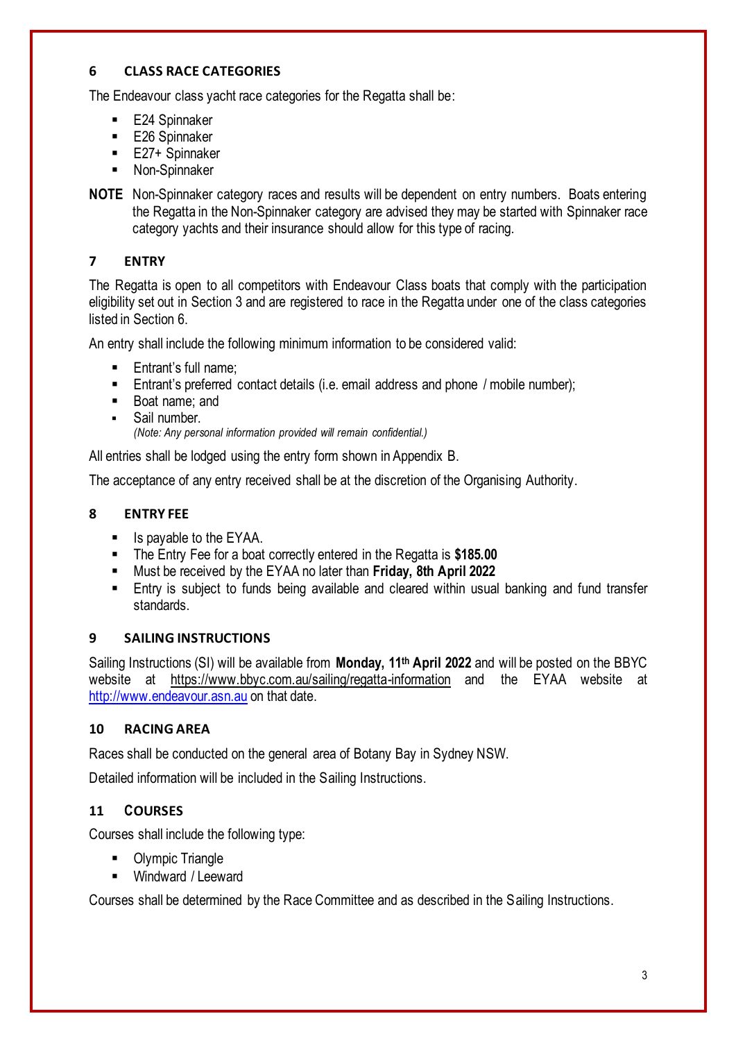## 6 CLASS RACE CATEGORIES

The Endeavour class yacht race categories for the Regatta shall be:

- E24 Spinnaker
- E26 Spinnaker
- E27+ Spinnaker
- Non-Spinnaker

**NOTE** Non-Spinnaker category races and results will be dependent on entry numbers. Boats entering the Regatta in the Non-Spinnaker category are advised they may be started with Spinnaker race category yachts and their insurance should allow for this type of racing.

## 7 ENTRY

The Regatta is open to all competitors with Endeavour Class boats that comply with the participation eligibility set out in Section 3 and are registered to race in the Regatta under one of the class categories listed in Section 6.

An entry shall include the following minimum information to be considered valid:

- Entrant's full name;
- Entrant's preferred contact details (i.e. email address and phone / mobile number);
- Boat name; and
- Sail number.
  *(Note: Any personal information provided will remain confidential.)*

All entries shall be lodged using the entry form shown in Appendix B.

The acceptance of any entry received shall be at the discretion of the Organising Authority.

## 8 ENTRY FEE

- Is payable to the EYAA.
- The Entry Fee for a boat correctly entered in the Regatta is **$185.00**
- Must be received by the EYAA no later than **Friday, 8th April 2022**
- Entry is subject to funds being available and cleared within usual banking and fund transfer standards.

## 9 SAILING INSTRUCTIONS

Sailing Instructions (SI) will be available from **Monday, 11th April 2022** and will be posted on the BBYC website at https://www.bbyc.com.au/sailing/regatta-information and the EYAA website at http://www.endeavour.asn.au on that date.

## 10 RACING AREA

Races shall be conducted on the general area of Botany Bay in Sydney NSW.

Detailed information will be included in the Sailing Instructions.

## 11 COURSES

Courses shall include the following type:

- Olympic Triangle
- Windward / Leeward

Courses shall be determined by the Race Committee and as described in the Sailing Instructions.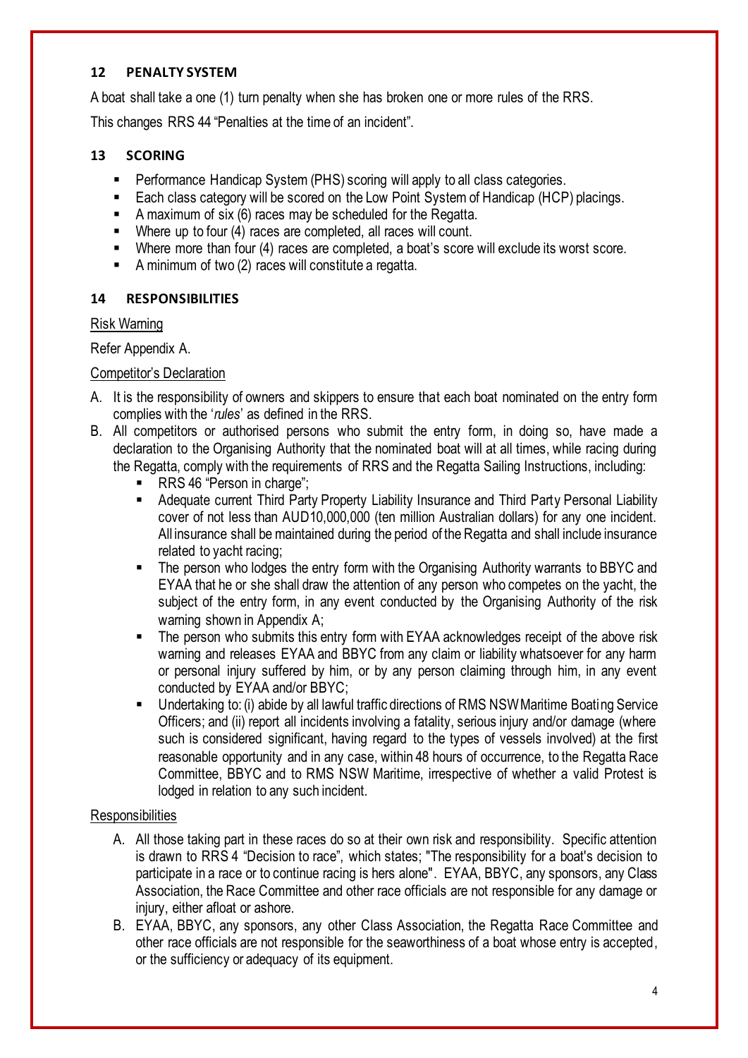## 12 PENALTY SYSTEM

A boat shall take a one (1) turn penalty when she has broken one or more rules of the RRS.

This changes RRS 44 "Penalties at the time of an incident".

## 13 SCORING

- Performance Handicap System (PHS) scoring will apply to all class categories.
- Each class category will be scored on the Low Point System of Handicap (HCP) placings.
- A maximum of six (6) races may be scheduled for the Regatta.
- Where up to four (4) races are completed, all races will count.
- Where more than four (4) races are completed, a boat's score will exclude its worst score.
- A minimum of two (2) races will constitute a regatta.

## 14 RESPONSIBILITIES

<u>Risk Warning</u>

Refer Appendix A.

<u>Competitor's Declaration</u>

A. It is the responsibility of owners and skippers to ensure that each boat nominated on the entry form complies with the '*rules*' as defined in the RRS.
B. All competitors or authorised persons who submit the entry form, in doing so, have made a declaration to the Organising Authority that the nominated boat will at all times, while racing during the Regatta, comply with the requirements of RRS and the Regatta Sailing Instructions, including:
   - RRS 46 "Person in charge";
   - Adequate current Third Party Property Liability Insurance and Third Party Personal Liability cover of not less than AUD10,000,000 (ten million Australian dollars) for any one incident. All insurance shall be maintained during the period of the Regatta and shall include insurance related to yacht racing;
   - The person who lodges the entry form with the Organising Authority warrants to BBYC and EYAA that he or she shall draw the attention of any person who competes on the yacht, the subject of the entry form, in any event conducted by the Organising Authority of the risk warning shown in Appendix A;
   - The person who submits this entry form with EYAA acknowledges receipt of the above risk warning and releases EYAA and BBYC from any claim or liability whatsoever for any harm or personal injury suffered by him, or by any person claiming through him, in any event conducted by EYAA and/or BBYC;
   - Undertaking to: (i) abide by all lawful traffic directions of RMS NSW Maritime Boating Service Officers; and (ii) report all incidents involving a fatality, serious injury and/or damage (where such is considered significant, having regard to the types of vessels involved) at the first reasonable opportunity and in any case, within 48 hours of occurrence, to the Regatta Race Committee, BBYC and to RMS NSW Maritime, irrespective of whether a valid Protest is lodged in relation to any such incident.

<u>Responsibilities</u>

A. All those taking part in these races do so at their own risk and responsibility. Specific attention is drawn to RRS 4 "Decision to race", which states; "The responsibility for a boat's decision to participate in a race or to continue racing is hers alone". EYAA, BBYC, any sponsors, any Class Association, the Race Committee and other race officials are not responsible for any damage or injury, either afloat or ashore.
B. EYAA, BBYC, any sponsors, any other Class Association, the Regatta Race Committee and other race officials are not responsible for the seaworthiness of a boat whose entry is accepted, or the sufficiency or adequacy of its equipment.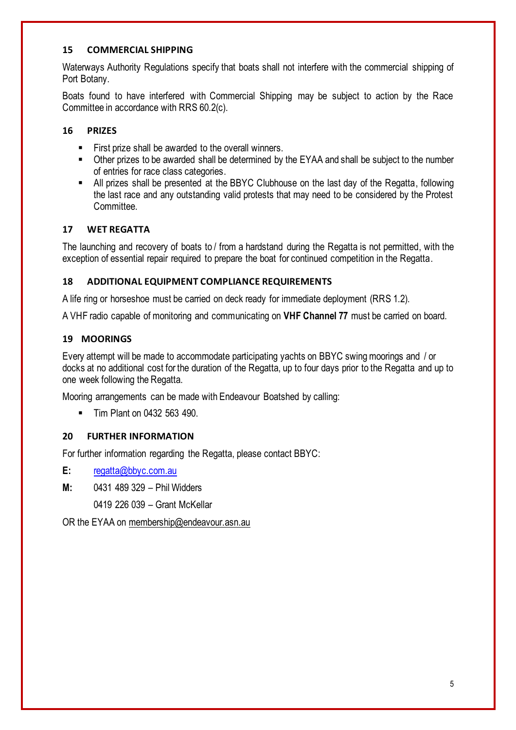## 15 COMMERCIAL SHIPPING

Waterways Authority Regulations specify that boats shall not interfere with the commercial shipping of Port Botany.

Boats found to have interfered with Commercial Shipping may be subject to action by the Race Committee in accordance with RRS 60.2(c).

## 16 PRIZES

- First prize shall be awarded to the overall winners.
- Other prizes to be awarded shall be determined by the EYAA and shall be subject to the number of entries for race class categories.
- All prizes shall be presented at the BBYC Clubhouse on the last day of the Regatta, following the last race and any outstanding valid protests that may need to be considered by the Protest Committee.

## 17 WET REGATTA

The launching and recovery of boats to / from a hardstand during the Regatta is not permitted, with the exception of essential repair required to prepare the boat for continued competition in the Regatta.

## 18 ADDITIONAL EQUIPMENT COMPLIANCE REQUIREMENTS

A life ring or horseshoe must be carried on deck ready for immediate deployment (RRS 1.2).

A VHF radio capable of monitoring and communicating on **VHF Channel 77** must be carried on board.

## 19 MOORINGS

Every attempt will be made to accommodate participating yachts on BBYC swing moorings and / or docks at no additional cost for the duration of the Regatta, up to four days prior to the Regatta and up to one week following the Regatta.

Mooring arrangements can be made with Endeavour Boatshed by calling:

- Tim Plant on 0432 563 490.

## 20 FURTHER INFORMATION

For further information regarding the Regatta, please contact BBYC:

**E:** regatta@bbyc.com.au

**M:** 0431 489 329 – Phil Widders

0419 226 039 – Grant McKellar

OR the EYAA on membership@endeavour.asn.au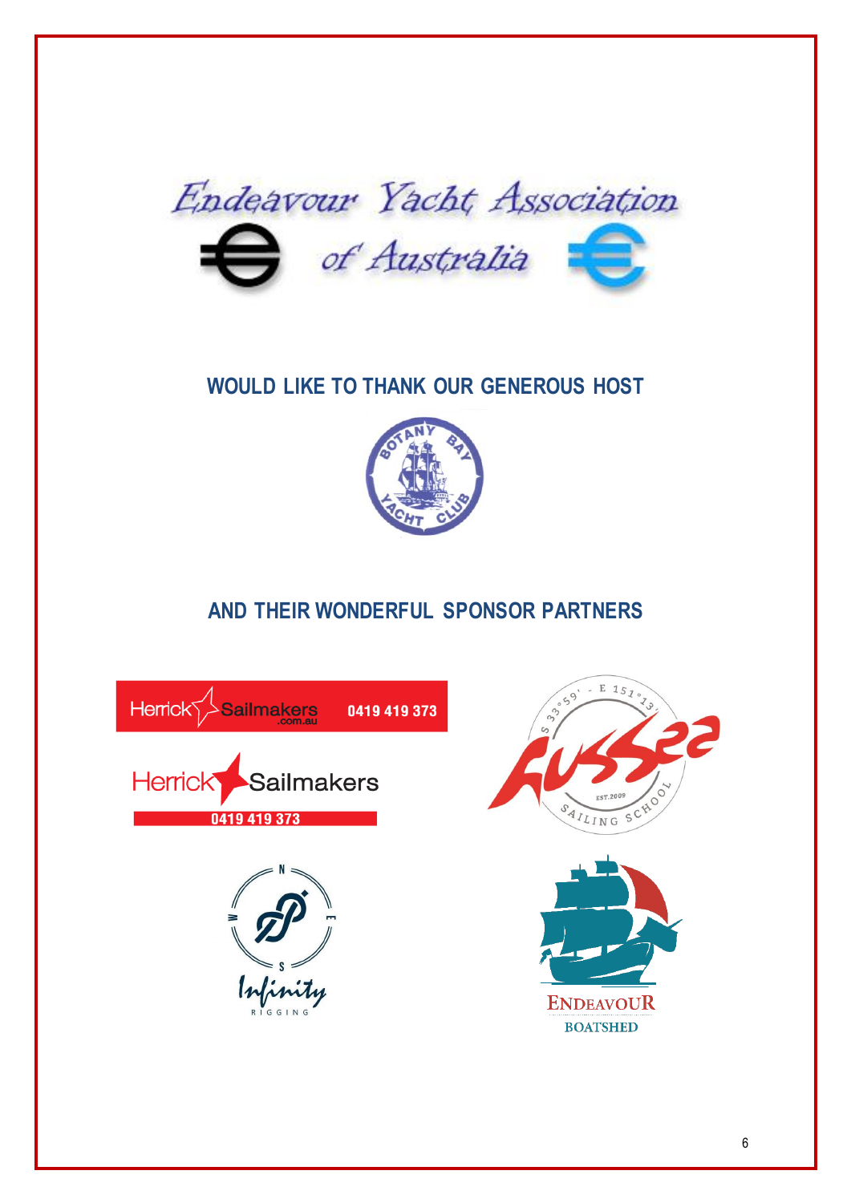Endeavour Yacht Association of Australia

## WOULD LIKE TO THANK OUR GENEROUS HOST

BOTANY BAY YACHT CLUB

## AND THEIR WONDERFUL SPONSOR PARTNERS

Herrick Sailmakers .com.au 0419 419 373

Herrick Sailmakers 0419 419 373

S 33°59' - E 151°13' Aussea EST.2009 SAILING SCHOOL

Infinity RIGGING

ENDEAVOUR BOATSHED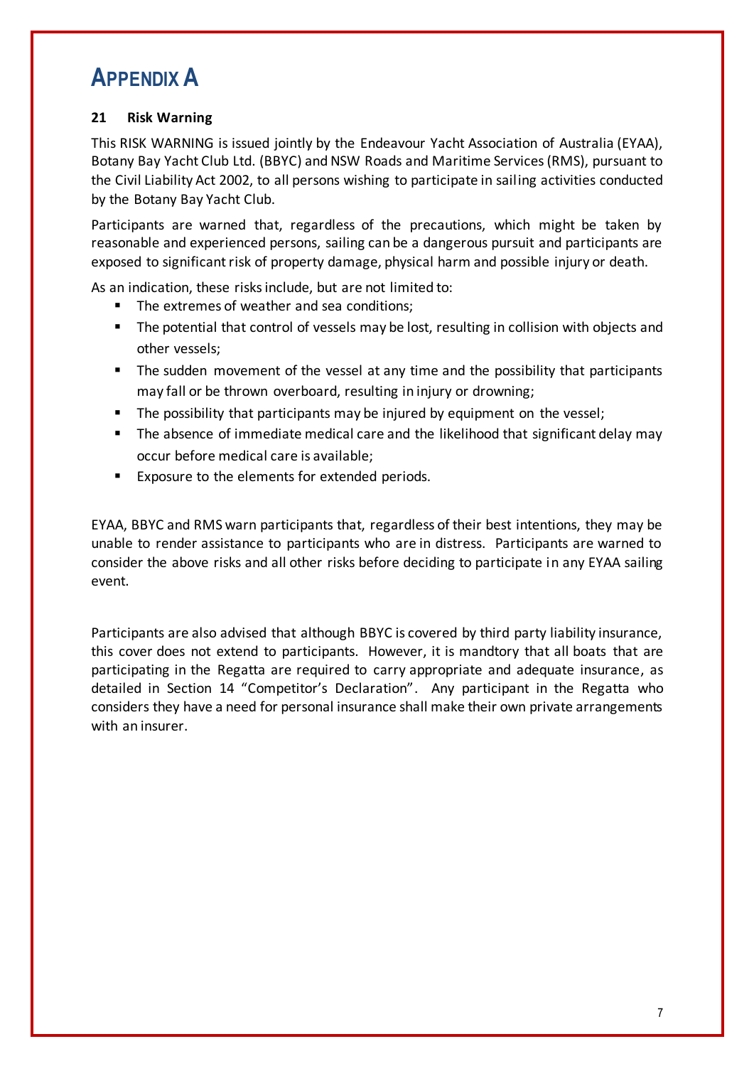# APPENDIX A

### 21 Risk Warning

This RISK WARNING is issued jointly by the Endeavour Yacht Association of Australia (EYAA), Botany Bay Yacht Club Ltd. (BBYC) and NSW Roads and Maritime Services (RMS), pursuant to the Civil Liability Act 2002, to all persons wishing to participate in sailing activities conducted by the Botany Bay Yacht Club.

Participants are warned that, regardless of the precautions, which might be taken by reasonable and experienced persons, sailing can be a dangerous pursuit and participants are exposed to significant risk of property damage, physical harm and possible injury or death.

As an indication, these risks include, but are not limited to:

- The extremes of weather and sea conditions;
- The potential that control of vessels may be lost, resulting in collision with objects and other vessels;
- The sudden movement of the vessel at any time and the possibility that participants may fall or be thrown overboard, resulting in injury or drowning;
- The possibility that participants may be injured by equipment on the vessel;
- The absence of immediate medical care and the likelihood that significant delay may occur before medical care is available;
- Exposure to the elements for extended periods.

EYAA, BBYC and RMS warn participants that, regardless of their best intentions, they may be unable to render assistance to participants who are in distress. Participants are warned to consider the above risks and all other risks before deciding to participate in any EYAA sailing event.

Participants are also advised that although BBYC is covered by third party liability insurance, this cover does not extend to participants. However, it is mandtory that all boats that are participating in the Regatta are required to carry appropriate and adequate insurance, as detailed in Section 14 "Competitor's Declaration". Any participant in the Regatta who considers they have a need for personal insurance shall make their own private arrangements with an insurer.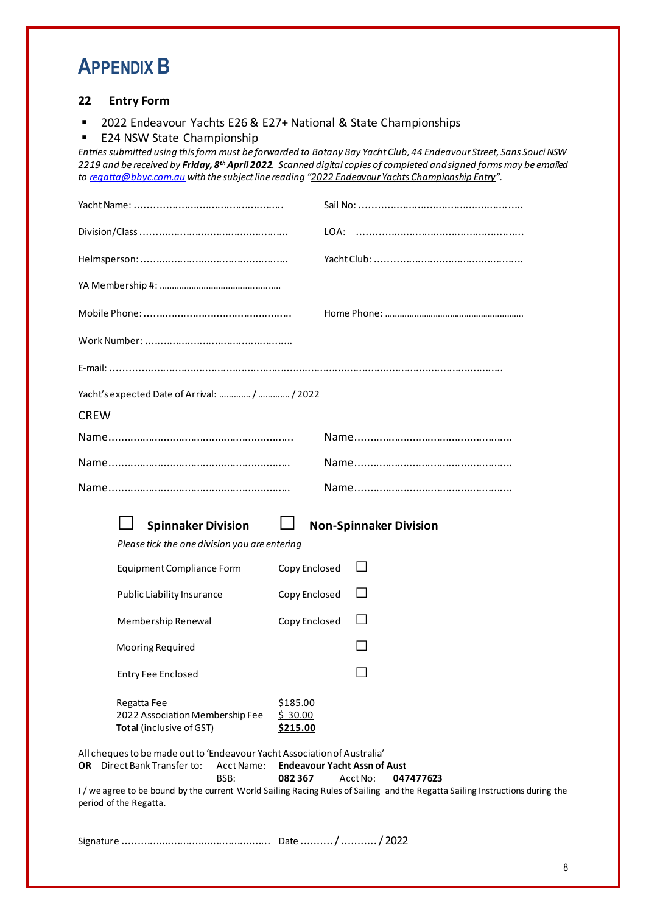# APPENDIX B

## 22 Entry Form

- 2022 Endeavour Yachts E26 & E27+ National & State Championships
- E24 NSW State Championship

*Entries submitted using this form must be forwarded to Botany Bay Yacht Club, 44 Endeavour Street, Sans Souci NSW 2219 and be received by* ***Friday, 8th April 2022****. Scanned digital copies of completed and signed forms may be emailed to* *regatta@bbyc.com.au* *with the subject line reading "2022 Endeavour Yachts Championship Entry".*

Yacht Name: ………………………………………… Sail No: …………………………………………

Division/Class ………………………………………… LOA: …………………………………………

Helmsperson: ………………………………………… Yacht Club: …………………………………………

YA Membership #: …………………………………………

Mobile Phone: ………………………………………… Home Phone: …………………………………………

Work Number: …………………………………………

E-mail: ……………………………………………………………………………………………………

Yacht's expected Date of Arrival: ………… / ………… / 2022

CREW

Name………………………………………… Name…………………………………………

Name………………………………………… Name…………………………………………

Name………………………………………… Name…………………………………………

☐ **Spinnaker Division** ☐ **Non-Spinnaker Division**

*Please tick the one division you are entering*

| | | |
|---|---|---|
| Equipment Compliance Form | Copy Enclosed | ☐ |
| Public Liability Insurance | Copy Enclosed | ☐ |
| Membership Renewal | Copy Enclosed | ☐ |
| Mooring Required | | ☐ |
| Entry Fee Enclosed | | ☐ |

| | |
|---|---|
| Regatta Fee | $185.00 |
| 2022 Association Membership Fee | $ 30.00 |
| **Total** (inclusive of GST) | **$215.00** |

All cheques to be made out to 'Endeavour Yacht Association of Australia'

**OR** Direct Bank Transfer to: Acct Name: **Endeavour Yacht Assn of Aust**
BSB: **082 367** Acct No: **047477623**

I / we agree to be bound by the current World Sailing Racing Rules of Sailing and the Regatta Sailing Instructions during the period of the Regatta.

Signature ………………………………………… Date ………/ ………./ 2022